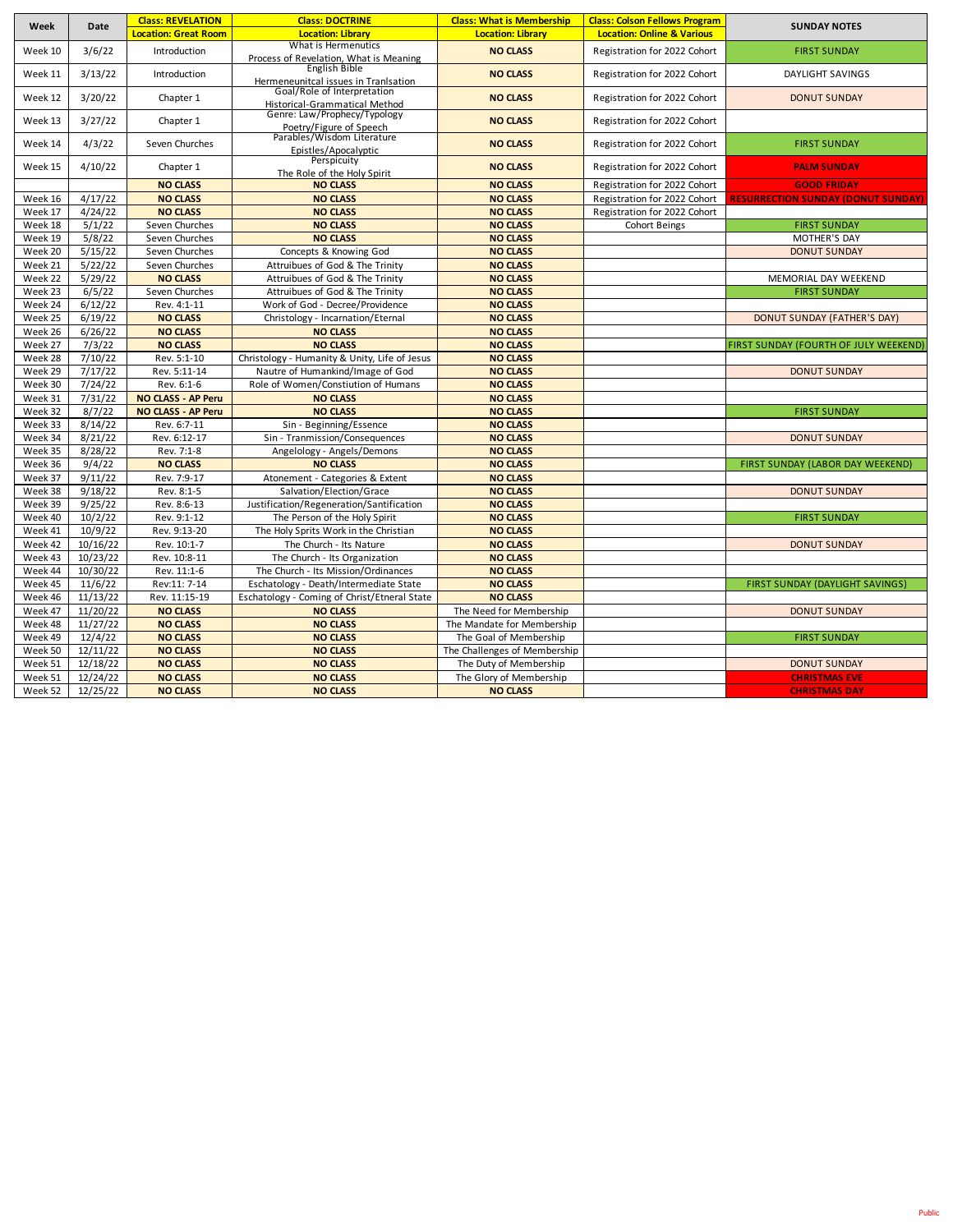| Week | Date | Class: REVELATION | Class: DOCTRINE | Class: What is Membership | Class: Colson Fellows Program | SUNDAY NOTES |
|---|---|---|---|---|---|---|
| | | Location: Great Room | Location: Library | Location: Library | Location: Online & Various | |
| Week 10 | 3/6/22 | Introduction | What is Hermenutics Process of Revelation, What is Meaning | NO CLASS | Registration for 2022 Cohort | FIRST SUNDAY |
| Week 11 | 3/13/22 | Introduction | English Bible Hermeneunitcal issues in Tranlsation | NO CLASS | Registration for 2022 Cohort | DAYLIGHT SAVINGS |
| Week 12 | 3/20/22 | Chapter 1 | Goal/Role of Interpretation Historical-Grammatical Method | NO CLASS | Registration for 2022 Cohort | DONUT SUNDAY |
| Week 13 | 3/27/22 | Chapter 1 | Genre: Law/Prophecy/Typology Poetry/Figure of Speech | NO CLASS | Registration for 2022 Cohort | |
| Week 14 | 4/3/22 | Seven Churches | Parables/Wisdom Literature Epistles/Apocalyptic | NO CLASS | Registration for 2022 Cohort | FIRST SUNDAY |
| Week 15 | 4/10/22 | Chapter 1 | Perspicuity The Role of the Holy Spirit | NO CLASS | Registration for 2022 Cohort | PALM SUNDAY |
| | | NO CLASS | NO CLASS | NO CLASS | Registration for 2022 Cohort | GOOD FRIDAY |
| Week 16 | 4/17/22 | NO CLASS | NO CLASS | NO CLASS | Registration for 2022 Cohort | RESURRECTION SUNDAY (DONUT SUNDAY) |
| Week 17 | 4/24/22 | NO CLASS | NO CLASS | NO CLASS | Registration for 2022 Cohort | |
| Week 18 | 5/1/22 | Seven Churches | NO CLASS | NO CLASS | Cohort Beings | FIRST SUNDAY |
| Week 19 | 5/8/22 | Seven Churches | NO CLASS | NO CLASS | | MOTHER'S DAY |
| Week 20 | 5/15/22 | Seven Churches | Concepts & Knowing God | NO CLASS | | DONUT SUNDAY |
| Week 21 | 5/22/22 | Seven Churches | Attruibues of God & The Trinity | NO CLASS | | |
| Week 22 | 5/29/22 | NO CLASS | Attruibues of God & The Trinity | NO CLASS | | MEMORIAL DAY WEEKEND |
| Week 23 | 6/5/22 | Seven Churches | Attruibues of God & The Trinity | NO CLASS | | FIRST SUNDAY |
| Week 24 | 6/12/22 | Rev. 4:1-11 | Work of God - Decree/Providence | NO CLASS | | |
| Week 25 | 6/19/22 | NO CLASS | Christology - Incarnation/Eternal | NO CLASS | | DONUT SUNDAY (FATHER'S DAY) |
| Week 26 | 6/26/22 | NO CLASS | NO CLASS | NO CLASS | | |
| Week 27 | 7/3/22 | NO CLASS | NO CLASS | NO CLASS | | FIRST SUNDAY (FOURTH OF JULY WEEKEND) |
| Week 28 | 7/10/22 | Rev. 5:1-10 | Christology - Humanity & Unity, Life of Jesus | NO CLASS | | |
| Week 29 | 7/17/22 | Rev. 5:11-14 | Nautre of Humankind/Image of God | NO CLASS | | DONUT SUNDAY |
| Week 30 | 7/24/22 | Rev. 6:1-6 | Role of Women/Constiution of Humans | NO CLASS | | |
| Week 31 | 7/31/22 | NO CLASS - AP Peru | NO CLASS | NO CLASS | | |
| Week 32 | 8/7/22 | NO CLASS - AP Peru | NO CLASS | NO CLASS | | FIRST SUNDAY |
| Week 33 | 8/14/22 | Rev. 6:7-11 | Sin - Beginning/Essence | NO CLASS | | |
| Week 34 | 8/21/22 | Rev. 6:12-17 | Sin - Tranmission/Consequences | NO CLASS | | DONUT SUNDAY |
| Week 35 | 8/28/22 | Rev. 7:1-8 | Angelology - Angels/Demons | NO CLASS | | |
| Week 36 | 9/4/22 | NO CLASS | NO CLASS | NO CLASS | | FIRST SUNDAY (LABOR DAY WEEKEND) |
| Week 37 | 9/11/22 | Rev. 7:9-17 | Atonement - Categories & Extent | NO CLASS | | |
| Week 38 | 9/18/22 | Rev. 8:1-5 | Salvation/Election/Grace | NO CLASS | | DONUT SUNDAY |
| Week 39 | 9/25/22 | Rev. 8:6-13 | Justification/Regeneration/Santification | NO CLASS | | |
| Week 40 | 10/2/22 | Rev. 9:1-12 | The Person of the Holy Spirit | NO CLASS | | FIRST SUNDAY |
| Week 41 | 10/9/22 | Rev. 9:13-20 | The Holy Sprits Work in the Christian | NO CLASS | | |
| Week 42 | 10/16/22 | Rev. 10:1-7 | The Church - Its Nature | NO CLASS | | DONUT SUNDAY |
| Week 43 | 10/23/22 | Rev. 10:8-11 | The Church - Its Organization | NO CLASS | | |
| Week 44 | 10/30/22 | Rev. 11:1-6 | The Church - Its Mission/Ordinances | NO CLASS | | |
| Week 45 | 11/6/22 | Rev:11: 7-14 | Eschatology - Death/Intermediate State | NO CLASS | | FIRST SUNDAY (DAYLIGHT SAVINGS) |
| Week 46 | 11/13/22 | Rev. 11:15-19 | Eschatology - Coming of Christ/Etneral State | NO CLASS | | |
| Week 47 | 11/20/22 | NO CLASS | NO CLASS | The Need for Membership | | DONUT SUNDAY |
| Week 48 | 11/27/22 | NO CLASS | NO CLASS | The Mandate for Membership | | |
| Week 49 | 12/4/22 | NO CLASS | NO CLASS | The Goal of Membership | | FIRST SUNDAY |
| Week 50 | 12/11/22 | NO CLASS | NO CLASS | The Challenges of Membership | | |
| Week 51 | 12/18/22 | NO CLASS | NO CLASS | The Duty of Membership | | DONUT SUNDAY |
| Week 51 | 12/24/22 | NO CLASS | NO CLASS | The Glory of Membership | | CHRISTMAS EVE |
| Week 52 | 12/25/22 | NO CLASS | NO CLASS | NO CLASS | | CHRISTMAS DAY |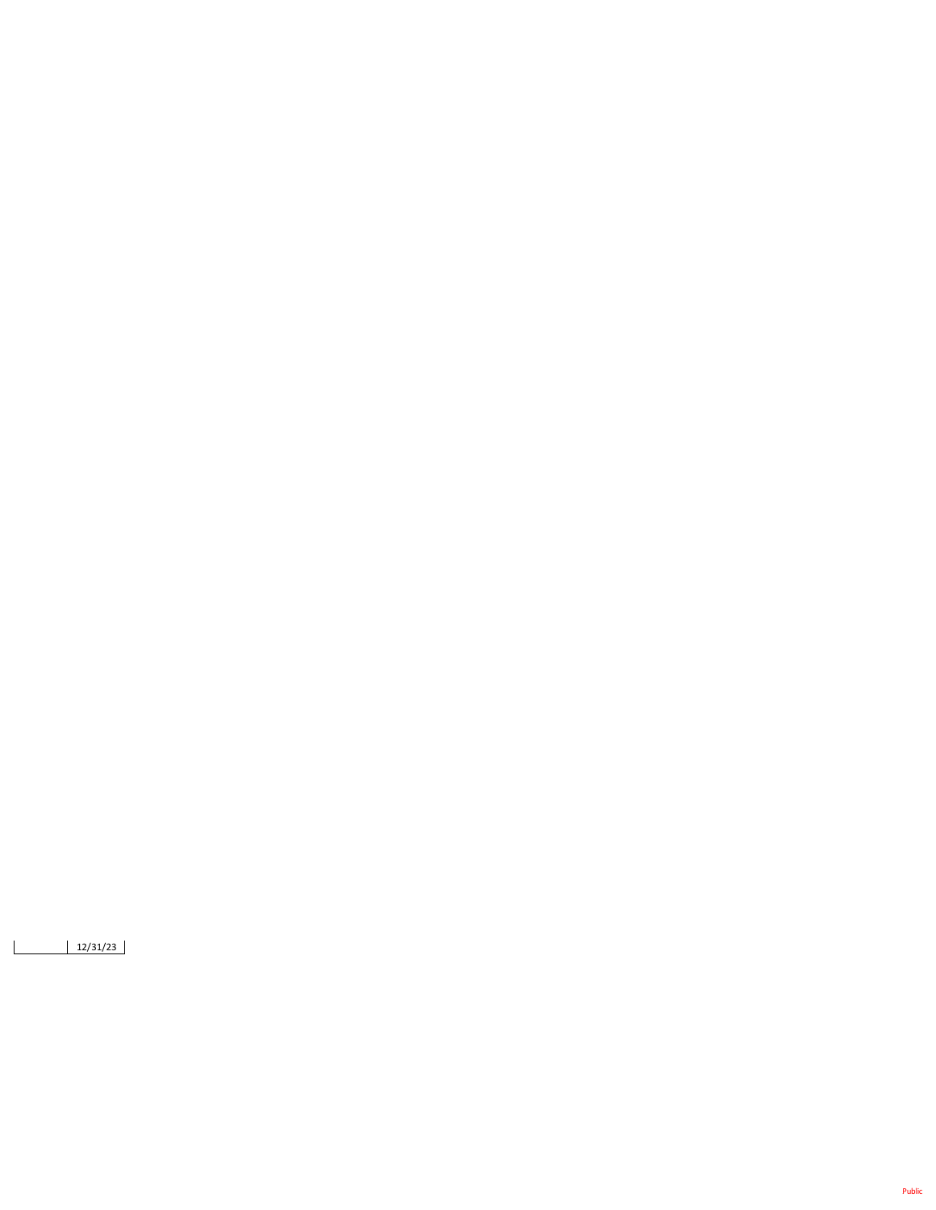| | |
|---|---|
| | 12/31/23 |